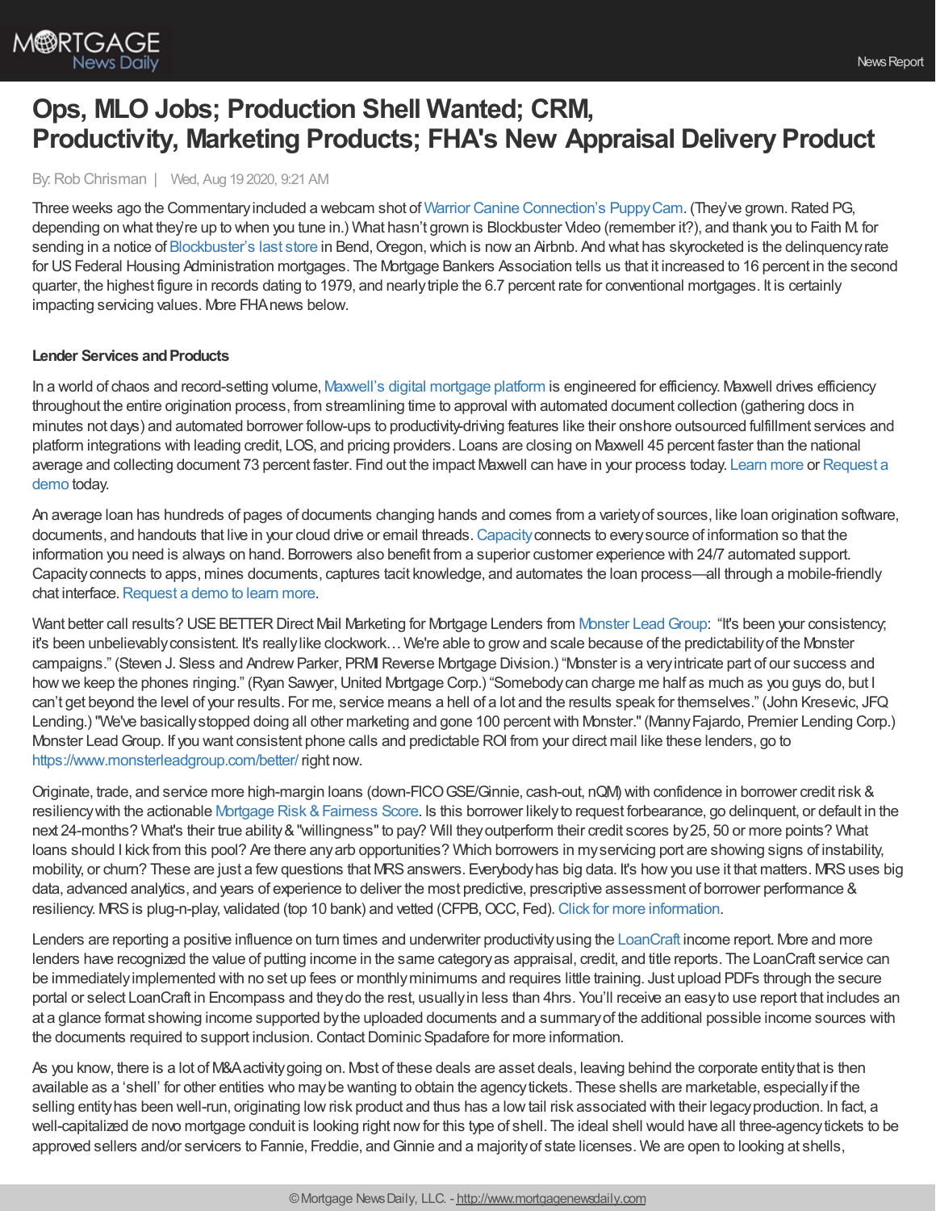# Ops, MLO Jobs; Production Shell Wanted; CRM, Productivity, Marketing Products; FHA's New Appraisal Delivery Product

By: Rob Chrisman | Wed, Aug 19 2020, 9:21 AM

Three weeks ago the Commentary included a webcam shot of Warrior Canine Connection's PuppyCam. (They've grown. Rated PG, depending on what they're up to when you tune in.) What hasn't grown is Blockbuster Video (remember it?), and thank you to Faith M. for sending in a notice of Blockbuster's last store in Bend, Oregon, which is now an Airbnb. And what has skyrocketed is the delinquency rate for US Federal Housing Administration mortgages. The Mortgage Bankers Association tells us that it increased to 16 percent in the second quarter, the highest figure in records dating to 1979, and nearly triple the 6.7 percent rate for conventional mortgages. It is certainly impacting servicing values. More FHA news below.

**Lender Services and Products**

In a world of chaos and record-setting volume, Maxwell's digital mortgage platform is engineered for efficiency. Maxwell drives efficiency throughout the entire origination process, from streamlining time to approval with automated document collection (gathering docs in minutes not days) and automated borrower follow-ups to productivity-driving features like their onshore outsourced fulfillment services and platform integrations with leading credit, LOS, and pricing providers. Loans are closing on Maxwell 45 percent faster than the national average and collecting document 73 percent faster. Find out the impact Maxwell can have in your process today. Learn more or Request a demo today.

An average loan has hundreds of pages of documents changing hands and comes from a variety of sources, like loan origination software, documents, and handouts that live in your cloud drive or email threads. Capacity connects to every source of information so that the information you need is always on hand. Borrowers also benefit from a superior customer experience with 24/7 automated support. Capacity connects to apps, mines documents, captures tacit knowledge, and automates the loan process—all through a mobile-friendly chat interface. Request a demo to learn more.

Want better call results? USE BETTER Direct Mail Marketing for Mortgage Lenders from Monster Lead Group: "It's been your consistency; it's been unbelievably consistent. It's really like clockwork… We're able to grow and scale because of the predictability of the Monster campaigns." (Steven J. Sless and Andrew Parker, PRMI Reverse Mortgage Division.) "Monster is a very intricate part of our success and how we keep the phones ringing." (Ryan Sawyer, United Mortgage Corp.) "Somebody can charge me half as much as you guys do, but I can't get beyond the level of your results. For me, service means a hell of a lot and the results speak for themselves." (John Kresevic, JFQ Lending.) "We've basically stopped doing all other marketing and gone 100 percent with Monster." (Manny Fajardo, Premier Lending Corp.) Monster Lead Group. If you want consistent phone calls and predictable ROI from your direct mail like these lenders, go to https://www.monsterleadgroup.com/better/ right now.

Originate, trade, and service more high-margin loans (down-FICO GSE/Ginnie, cash-out, nQM) with confidence in borrower credit risk & resiliency with the actionable Mortgage Risk & Fairness Score. Is this borrower likely to request forbearance, go delinquent, or default in the next 24-months? What's their true ability & "willingness" to pay? Will they outperform their credit scores by 25, 50 or more points? What loans should I kick from this pool? Are there any arb opportunities? Which borrowers in my servicing port are showing signs of instability, mobility, or churn? These are just a few questions that MRS answers. Everybody has big data. It's how you use it that matters. MRS uses big data, advanced analytics, and years of experience to deliver the most predictive, prescriptive assessment of borrower performance & resiliency. MRS is plug-n-play, validated (top 10 bank) and vetted (CFPB, OCC, Fed). Click for more information.

Lenders are reporting a positive influence on turn times and underwriter productivity using the LoanCraft income report. More and more lenders have recognized the value of putting income in the same category as appraisal, credit, and title reports. The LoanCraft service can be immediately implemented with no set up fees or monthly minimums and requires little training. Just upload PDFs through the secure portal or select LoanCraft in Encompass and they do the rest, usually in less than 4hrs. You'll receive an easy to use report that includes an at a glance format showing income supported by the uploaded documents and a summary of the additional possible income sources with the documents required to support inclusion. Contact Dominic Spadafore for more information.

As you know, there is a lot of M&A activity going on. Most of these deals are asset deals, leaving behind the corporate entity that is then available as a 'shell' for other entities who may be wanting to obtain the agency tickets. These shells are marketable, especially if the selling entity has been well-run, originating low risk product and thus has a low tail risk associated with their legacy production. In fact, a well-capitalized de novo mortgage conduit is looking right now for this type of shell. The ideal shell would have all three-agency tickets to be approved sellers and/or servicers to Fannie, Freddie, and Ginnie and a majority of state licenses. We are open to looking at shells,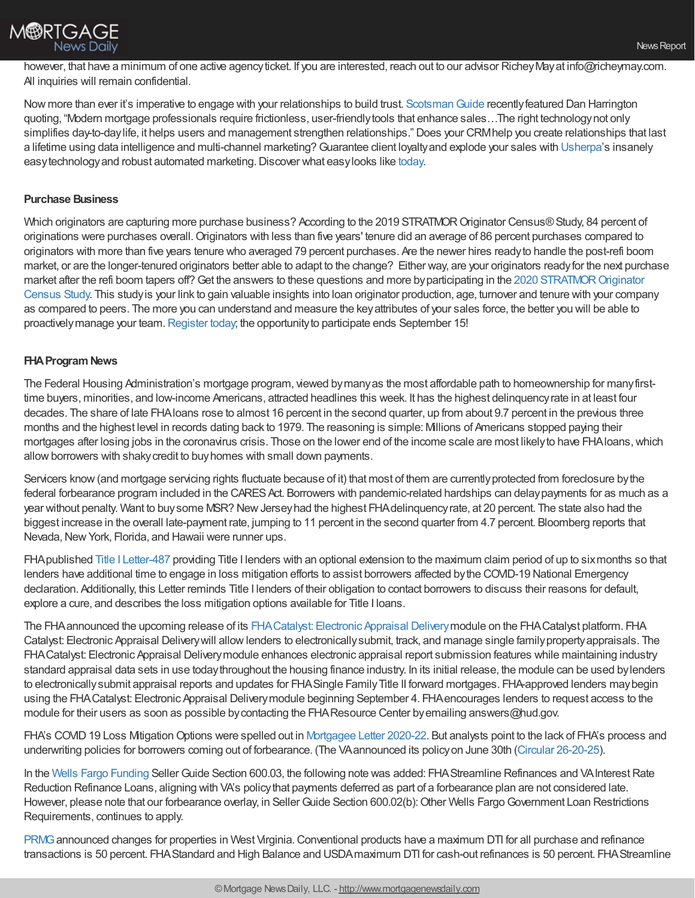however, that have a minimum of one active agency ticket. If you are interested, reach out to our advisor Richey May at info@richeymay.com. All inquiries will remain confidential.

Now more than ever it's imperative to engage with your relationships to build trust. Scotsman Guide recently featured Dan Harrington quoting, "Modern mortgage professionals require frictionless, user-friendly tools that enhance sales…The right technology not only simplifies day-to-day life, it helps users and management strengthen relationships." Does your CRM help you create relationships that last a lifetime using data intelligence and multi-channel marketing? Guarantee client loyalty and explode your sales with Usherpa's insanely easy technology and robust automated marketing. Discover what easy looks like today.

**Purchase Business**

Which originators are capturing more purchase business? According to the 2019 STRATMOR Originator Census® Study, 84 percent of originations were purchases overall. Originators with less than five years' tenure did an average of 86 percent purchases compared to originators with more than five years tenure who averaged 79 percent purchases. Are the newer hires ready to handle the post-refi boom market, or are the longer-tenured originators better able to adapt to the change? Either way, are your originators ready for the next purchase market after the refi boom tapers off? Get the answers to these questions and more by participating in the 2020 STRATMOR Originator Census Study. This study is your link to gain valuable insights into loan originator production, age, turnover and tenure with your company as compared to peers. The more you can understand and measure the key attributes of your sales force, the better you will be able to proactively manage your team. Register today; the opportunity to participate ends September 15!

**FHA Program News**

The Federal Housing Administration's mortgage program, viewed by many as the most affordable path to homeownership for many first-time buyers, minorities, and low-income Americans, attracted headlines this week. It has the highest delinquency rate in at least four decades. The share of late FHA loans rose to almost 16 percent in the second quarter, up from about 9.7 percent in the previous three months and the highest level in records dating back to 1979. The reasoning is simple: Millions of Americans stopped paying their mortgages after losing jobs in the coronavirus crisis. Those on the lower end of the income scale are most likely to have FHA loans, which allow borrowers with shaky credit to buy homes with small down payments.

Servicers know (and mortgage servicing rights fluctuate because of it) that most of them are currently protected from foreclosure by the federal forbearance program included in the CARES Act. Borrowers with pandemic-related hardships can delay payments for as much as a year without penalty. Want to buy some MSR? New Jersey had the highest FHA delinquency rate, at 20 percent. The state also had the biggest increase in the overall late-payment rate, jumping to 11 percent in the second quarter from 4.7 percent. Bloomberg reports that Nevada, New York, Florida, and Hawaii were runner ups.

FHA published Title I Letter-487 providing Title I lenders with an optional extension to the maximum claim period of up to six months so that lenders have additional time to engage in loss mitigation efforts to assist borrowers affected by the COVID-19 National Emergency declaration. Additionally, this Letter reminds Title I lenders of their obligation to contact borrowers to discuss their reasons for default, explore a cure, and describes the loss mitigation options available for Title I loans.

The FHA announced the upcoming release of its FHA Catalyst: Electronic Appraisal Delivery module on the FHA Catalyst platform. FHA Catalyst: Electronic Appraisal Delivery will allow lenders to electronically submit, track, and manage single family property appraisals. The FHA Catalyst: Electronic Appraisal Delivery module enhances electronic appraisal report submission features while maintaining industry standard appraisal data sets in use today throughout the housing finance industry. In its initial release, the module can be used by lenders to electronically submit appraisal reports and updates for FHA Single Family Title II forward mortgages. FHA-approved lenders may begin using the FHA Catalyst: Electronic Appraisal Delivery module beginning September 4. FHA encourages lenders to request access to the module for their users as soon as possible by contacting the FHA Resource Center by emailing answers@hud.gov.

FHA's COVID 19 Loss Mitigation Options were spelled out in Mortgagee Letter 2020-22. But analysts point to the lack of FHA's process and underwriting policies for borrowers coming out of forbearance. (The VA announced its policy on June 30th (Circular 26-20-25).

In the Wells Fargo Funding Seller Guide Section 600.03, the following note was added: FHA Streamline Refinances and VA Interest Rate Reduction Refinance Loans, aligning with VA's policy that payments deferred as part of a forbearance plan are not considered late. However, please note that our forbearance overlay, in Seller Guide Section 600.02(b): Other Wells Fargo Government Loan Restrictions Requirements, continues to apply.

PRMG announced changes for properties in West Virginia. Conventional products have a maximum DTI for all purchase and refinance transactions is 50 percent. FHA Standard and High Balance and USDA maximum DTI for cash-out refinances is 50 percent. FHA Streamline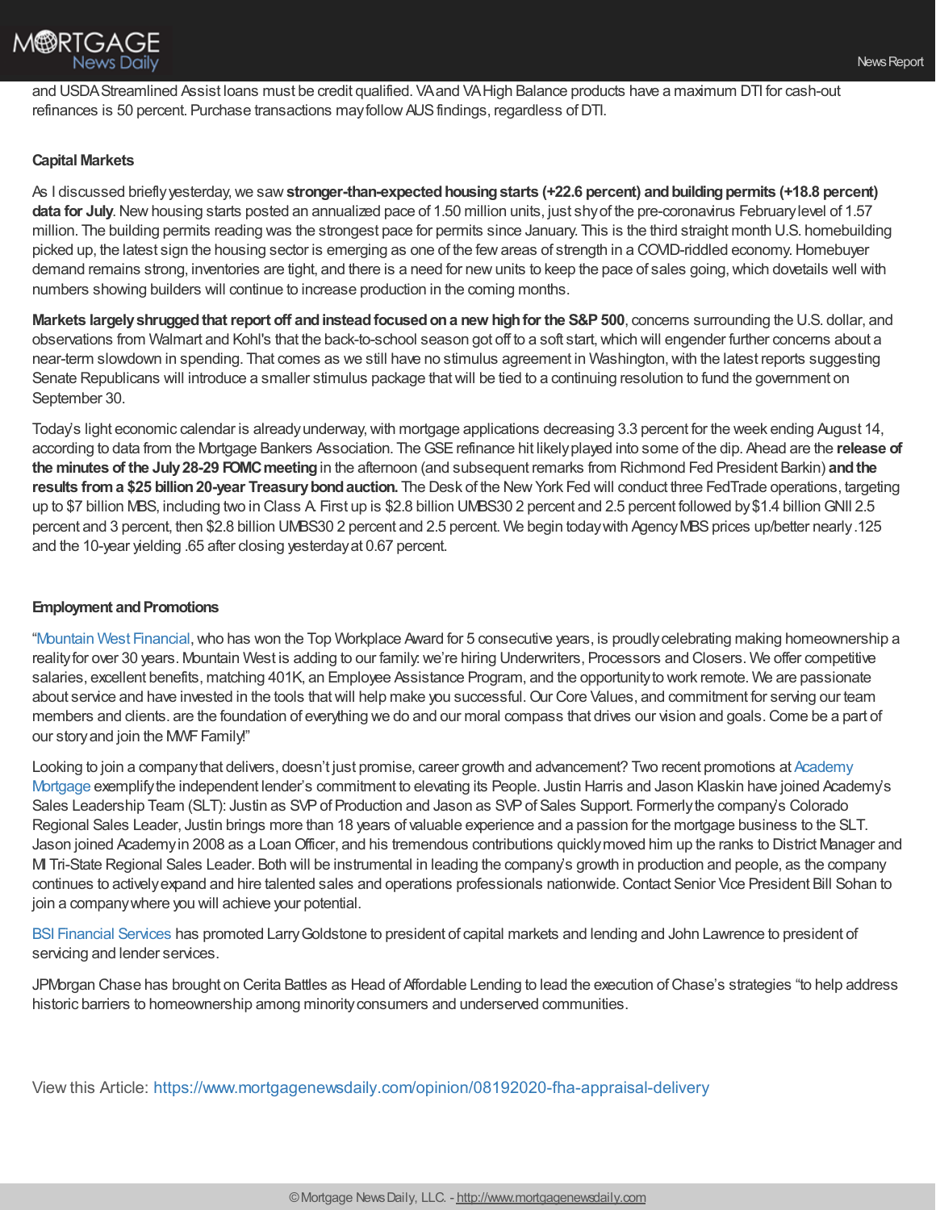and USDA Streamlined Assist loans must be credit qualified. VA and VA High Balance products have a maximum DTI for cash-out refinances is 50 percent. Purchase transactions may follow AUS findings, regardless of DTI.

**Capital Markets**

As I discussed briefly yesterday, we saw **stronger-than-expected housing starts (+22.6 percent) and building permits (+18.8 percent) data for July**. New housing starts posted an annualized pace of 1.50 million units, just shy of the pre-coronavirus February level of 1.57 million. The building permits reading was the strongest pace for permits since January. This is the third straight month U.S. homebuilding picked up, the latest sign the housing sector is emerging as one of the few areas of strength in a COVID-riddled economy. Homebuyer demand remains strong, inventories are tight, and there is a need for new units to keep the pace of sales going, which dovetails well with numbers showing builders will continue to increase production in the coming months.

**Markets largely shrugged that report off and instead focused on a new high for the S&P 500**, concerns surrounding the U.S. dollar, and observations from Walmart and Kohl's that the back-to-school season got off to a soft start, which will engender further concerns about a near-term slowdown in spending. That comes as we still have no stimulus agreement in Washington, with the latest reports suggesting Senate Republicans will introduce a smaller stimulus package that will be tied to a continuing resolution to fund the government on September 30.

Today's light economic calendar is already underway, with mortgage applications decreasing 3.3 percent for the week ending August 14, according to data from the Mortgage Bankers Association. The GSE refinance hit likely played into some of the dip. Ahead are the **release of the minutes of the July 28-29 FOMC meeting** in the afternoon (and subsequent remarks from Richmond Fed President Barkin) **and the results from a $25 billion 20-year Treasury bond auction.** The Desk of the New York Fed will conduct three FedTrade operations, targeting up to $7 billion MBS, including two in Class A. First up is $2.8 billion UMBS30 2 percent and 2.5 percent followed by $1.4 billion GNII 2.5 percent and 3 percent, then $2.8 billion UMBS30 2 percent and 2.5 percent. We begin today with Agency MBS prices up/better nearly .125 and the 10-year yielding .65 after closing yesterday at 0.67 percent.

**Employment and Promotions**

"Mountain West Financial, who has won the Top Workplace Award for 5 consecutive years, is proudly celebrating making homeownership a reality for over 30 years. Mountain West is adding to our family: we're hiring Underwriters, Processors and Closers. We offer competitive salaries, excellent benefits, matching 401K, an Employee Assistance Program, and the opportunity to work remote. We are passionate about service and have invested in the tools that will help make you successful. Our Core Values, and commitment for serving our team members and clients. are the foundation of everything we do and our moral compass that drives our vision and goals. Come be a part of our story and join the MWF Family!"

Looking to join a company that delivers, doesn't just promise, career growth and advancement? Two recent promotions at Academy Mortgage exemplify the independent lender's commitment to elevating its People. Justin Harris and Jason Klaskin have joined Academy's Sales Leadership Team (SLT): Justin as SVP of Production and Jason as SVP of Sales Support. Formerly the company's Colorado Regional Sales Leader, Justin brings more than 18 years of valuable experience and a passion for the mortgage business to the SLT. Jason joined Academy in 2008 as a Loan Officer, and his tremendous contributions quickly moved him up the ranks to District Manager and MI Tri-State Regional Sales Leader. Both will be instrumental in leading the company's growth in production and people, as the company continues to actively expand and hire talented sales and operations professionals nationwide. Contact Senior Vice President Bill Sohan to join a company where you will achieve your potential.

BSI Financial Services has promoted Larry Goldstone to president of capital markets and lending and John Lawrence to president of servicing and lender services.

JPMorgan Chase has brought on Cerita Battles as Head of Affordable Lending to lead the execution of Chase's strategies "to help address historic barriers to homeownership among minority consumers and underserved communities.

View this Article: https://www.mortgagenewsdaily.com/opinion/08192020-fha-appraisal-delivery